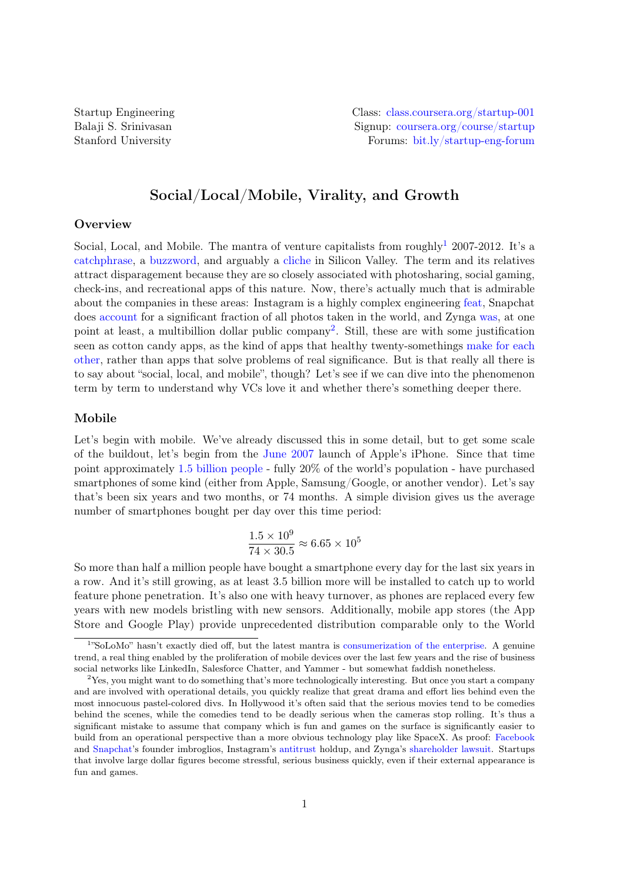Startup Engineering
Balaji S. Srinivasan
Stanford University

Class: class.coursera.org/startup-001
Signup: coursera.org/course/startup
Forums: bit.ly/startup-eng-forum

# Social/Local/Mobile, Virality, and Growth

## Overview

Social, Local, and Mobile. The mantra of venture capitalists from roughly[1] 2007-2012. It's a catchphrase, a buzzword, and arguably a cliche in Silicon Valley. The term and its relatives attract disparagement because they are so closely associated with photosharing, social gaming, check-ins, and recreational apps of this nature. Now, there's actually much that is admirable about the companies in these areas: Instagram is a highly complex engineering feat, Snapchat does account for a significant fraction of all photos taken in the world, and Zynga was, at one point at least, a multibillion dollar public company[2]. Still, these are with some justification seen as cotton candy apps, as the kind of apps that healthy twenty-somethings make for each other, rather than apps that solve problems of real significance. But is that really all there is to say about "social, local, and mobile", though? Let's see if we can dive into the phenomenon term by term to understand why VCs love it and whether there's something deeper there.

## Mobile

Let's begin with mobile. We've already discussed this in some detail, but to get some scale of the buildout, let's begin from the June 2007 launch of Apple's iPhone. Since that time point approximately 1.5 billion people - fully 20% of the world's population - have purchased smartphones of some kind (either from Apple, Samsung/Google, or another vendor). Let's say that's been six years and two months, or 74 months. A simple division gives us the average number of smartphones bought per day over this time period:

$$\frac{1.5 \times 10^9}{74 \times 30.5} \approx 6.65 \times 10^5$$

So more than half a million people have bought a smartphone every day for the last six years in a row. And it's still growing, as at least 3.5 billion more will be installed to catch up to world feature phone penetration. It's also one with heavy turnover, as phones are replaced every few years with new models bristling with new sensors. Additionally, mobile app stores (the App Store and Google Play) provide unprecedented distribution comparable only to the World

---

[1] "SoLoMo" hasn't exactly died off, but the latest mantra is consumerization of the enterprise. A genuine trend, a real thing enabled by the proliferation of mobile devices over the last few years and the rise of business social networks like LinkedIn, Salesforce Chatter, and Yammer - but somewhat faddish nonetheless.

[2] Yes, you might want to do something that's more technologically interesting. But once you start a company and are involved with operational details, you quickly realize that great drama and effort lies behind even the most innocuous pastel-colored divs. In Hollywood it's often said that the serious movies tend to be comedies behind the scenes, while the comedies tend to be deadly serious when the cameras stop rolling. It's thus a significant mistake to assume that company which is fun and games on the surface is significantly easier to build from an operational perspective than a more obvious technology play like SpaceX. As proof: Facebook and Snapchat's founder imbroglios, Instagram's antitrust holdup, and Zynga's shareholder lawsuit. Startups that involve large dollar figures become stressful, serious business quickly, even if their external appearance is fun and games.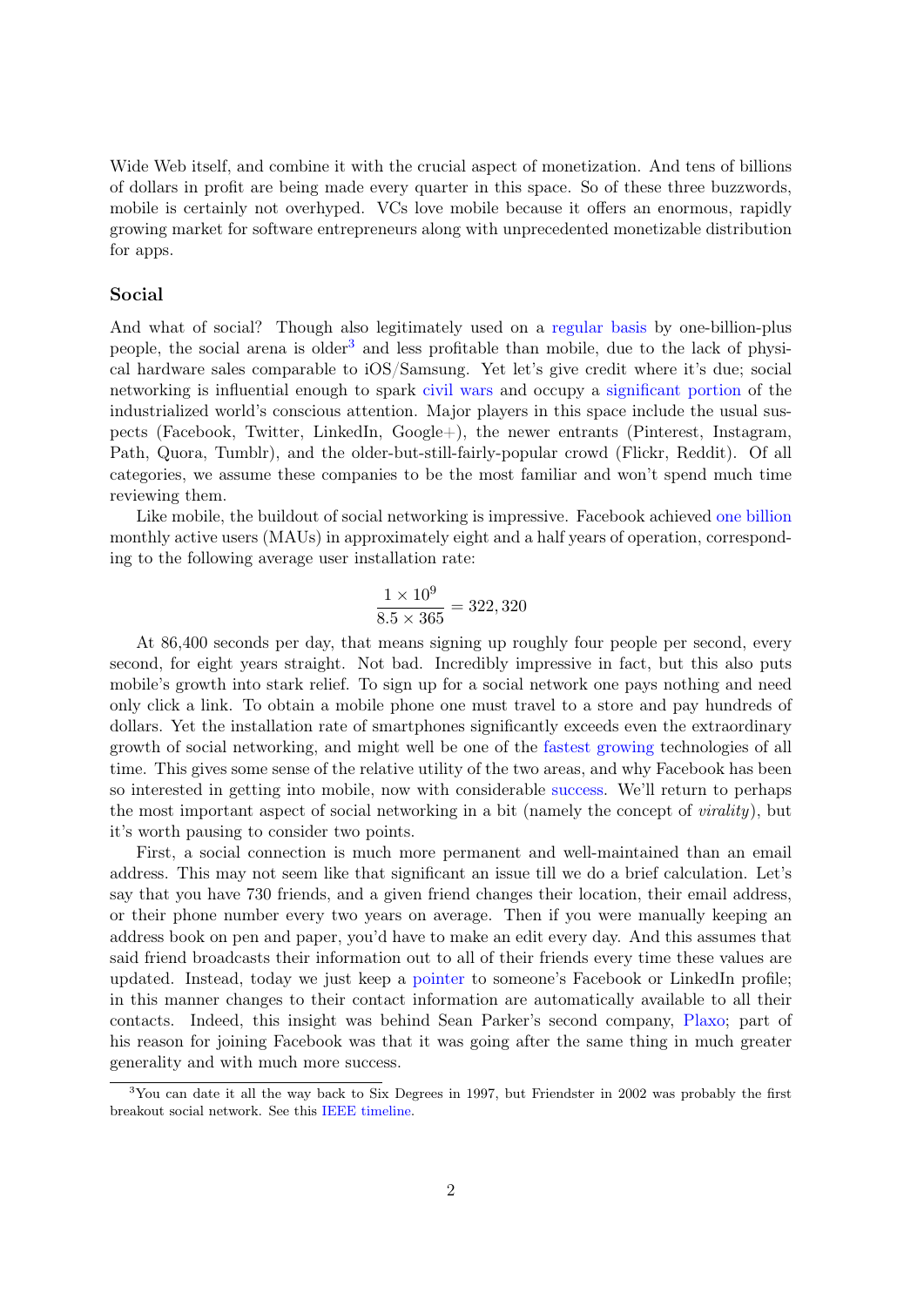Wide Web itself, and combine it with the crucial aspect of monetization. And tens of billions of dollars in profit are being made every quarter in this space. So of these three buzzwords, mobile is certainly not overhyped. VCs love mobile because it offers an enormous, rapidly growing market for software entrepreneurs along with unprecedented monetizable distribution for apps.

### Social

And what of social? Though also legitimately used on a regular basis by one-billion-plus people, the social arena is older[3] and less profitable than mobile, due to the lack of physical hardware sales comparable to iOS/Samsung. Yet let's give credit where it's due; social networking is influential enough to spark civil wars and occupy a significant portion of the industrialized world's conscious attention. Major players in this space include the usual suspects (Facebook, Twitter, LinkedIn, Google+), the newer entrants (Pinterest, Instagram, Path, Quora, Tumblr), and the older-but-still-fairly-popular crowd (Flickr, Reddit). Of all categories, we assume these companies to be the most familiar and won't spend much time reviewing them.

Like mobile, the buildout of social networking is impressive. Facebook achieved one billion monthly active users (MAUs) in approximately eight and a half years of operation, corresponding to the following average user installation rate:

$$\frac{1 \times 10^9}{8.5 \times 365} = 322,320$$

At 86,400 seconds per day, that means signing up roughly four people per second, every second, for eight years straight. Not bad. Incredibly impressive in fact, but this also puts mobile's growth into stark relief. To sign up for a social network one pays nothing and need only click a link. To obtain a mobile phone one must travel to a store and pay hundreds of dollars. Yet the installation rate of smartphones significantly exceeds even the extraordinary growth of social networking, and might well be one of the fastest growing technologies of all time. This gives some sense of the relative utility of the two areas, and why Facebook has been so interested in getting into mobile, now with considerable success. We'll return to perhaps the most important aspect of social networking in a bit (namely the concept of *virality*), but it's worth pausing to consider two points.

First, a social connection is much more permanent and well-maintained than an email address. This may not seem like that significant an issue till we do a brief calculation. Let's say that you have 730 friends, and a given friend changes their location, their email address, or their phone number every two years on average. Then if you were manually keeping an address book on pen and paper, you'd have to make an edit every day. And this assumes that said friend broadcasts their information out to all of their friends every time these values are updated. Instead, today we just keep a pointer to someone's Facebook or LinkedIn profile; in this manner changes to their contact information are automatically available to all their contacts. Indeed, this insight was behind Sean Parker's second company, Plaxo; part of his reason for joining Facebook was that it was going after the same thing in much greater generality and with much more success.

[3] You can date it all the way back to Six Degrees in 1997, but Friendster in 2002 was probably the first breakout social network. See this IEEE timeline.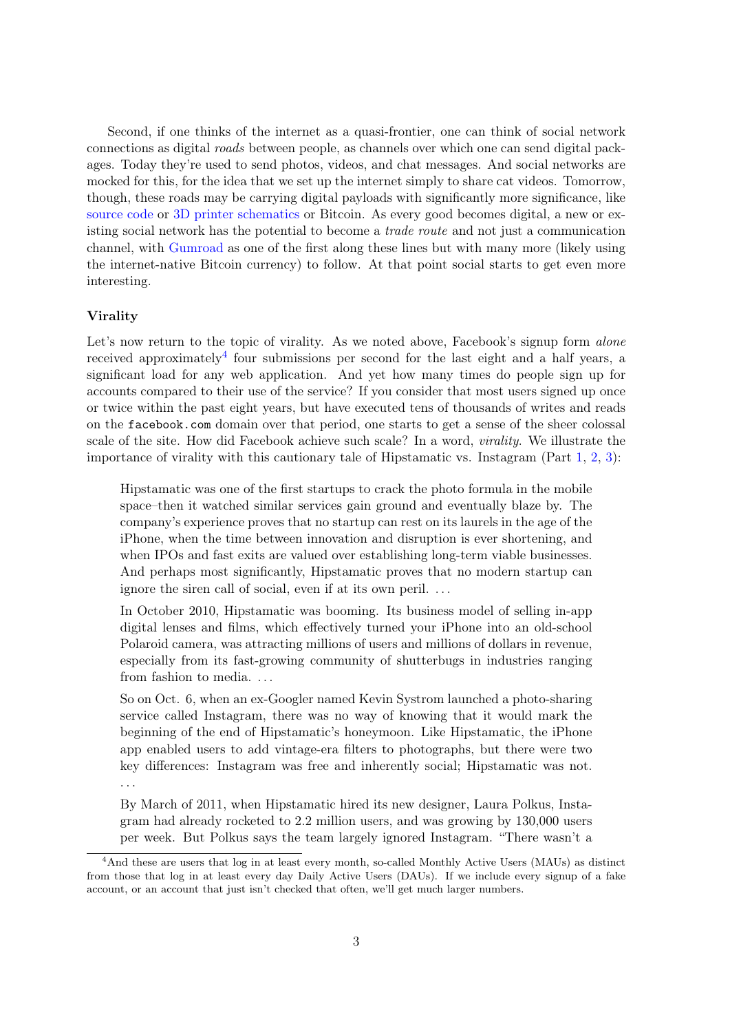Second, if one thinks of the internet as a quasi-frontier, one can think of social network connections as digital *roads* between people, as channels over which one can send digital packages. Today they're used to send photos, videos, and chat messages. And social networks are mocked for this, for the idea that we set up the internet simply to share cat videos. Tomorrow, though, these roads may be carrying digital payloads with significantly more significance, like source code or 3D printer schematics or Bitcoin. As every good becomes digital, a new or existing social network has the potential to become a *trade route* and not just a communication channel, with Gumroad as one of the first along these lines but with many more (likely using the internet-native Bitcoin currency) to follow. At that point social starts to get even more interesting.

### Virality

Let's now return to the topic of virality. As we noted above, Facebook's signup form *alone* received approximately[4] four submissions per second for the last eight and a half years, a significant load for any web application. And yet how many times do people sign up for accounts compared to their use of the service? If you consider that most users signed up once or twice within the past eight years, but have executed tens of thousands of writes and reads on the `facebook.com` domain over that period, one starts to get a sense of the sheer colossal scale of the site. How did Facebook achieve such scale? In a word, *virality*. We illustrate the importance of virality with this cautionary tale of Hipstamatic vs. Instagram (Part 1, 2, 3):

> Hipstamatic was one of the first startups to crack the photo formula in the mobile space–then it watched similar services gain ground and eventually blaze by. The company's experience proves that no startup can rest on its laurels in the age of the iPhone, when the time between innovation and disruption is ever shortening, and when IPOs and fast exits are valued over establishing long-term viable businesses. And perhaps most significantly, Hipstamatic proves that no modern startup can ignore the siren call of social, even if at its own peril. ...
>
> In October 2010, Hipstamatic was booming. Its business model of selling in-app digital lenses and films, which effectively turned your iPhone into an old-school Polaroid camera, was attracting millions of users and millions of dollars in revenue, especially from its fast-growing community of shutterbugs in industries ranging from fashion to media. ...
>
> So on Oct. 6, when an ex-Googler named Kevin Systrom launched a photo-sharing service called Instagram, there was no way of knowing that it would mark the beginning of the end of Hipstamatic's honeymoon. Like Hipstamatic, the iPhone app enabled users to add vintage-era filters to photographs, but there were two key differences: Instagram was free and inherently social; Hipstamatic was not. ...
>
> By March of 2011, when Hipstamatic hired its new designer, Laura Polkus, Instagram had already rocketed to 2.2 million users, and was growing by 130,000 users per week. But Polkus says the team largely ignored Instagram. "There wasn't a

[4] And these are users that log in at least every month, so-called Monthly Active Users (MAUs) as distinct from those that log in at least every day Daily Active Users (DAUs). If we include every signup of a fake account, or an account that just isn't checked that often, we'll get much larger numbers.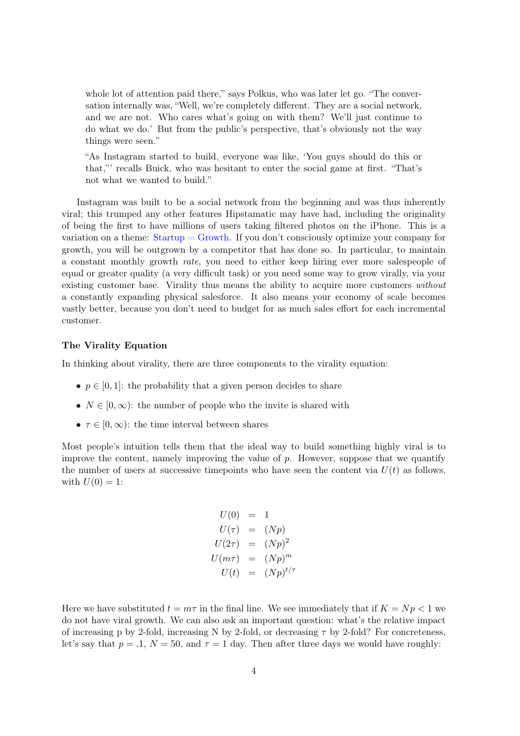> whole lot of attention paid there," says Polkus, who was later let go. "The conversation internally was, "Well, we're completely different. They are a social network, and we are not. Who cares what's going on with them? We'll just continue to do what we do.' But from the public's perspective, that's obviously not the way things were seen."
>
> "As Instagram started to build, everyone was like, 'You guys should do this or that,"' recalls Buick, who was hesitant to enter the social game at first. "That's not what we wanted to build."

Instagram was built to be a social network from the beginning and was thus inherently viral; this trumped any other features Hipstamatic may have had, including the originality of being the first to have millions of users taking filtered photos on the iPhone. This is a variation on a theme: Startup = Growth. If you don't consciously optimize your company for growth, you will be outgrown by a competitor that has done so. In particular, to maintain a constant monthly growth *rate*, you need to either keep hiring ever more salespeople of equal or greater quality (a very difficult task) or you need some way to grow virally, via your existing customer base. Virality thus means the ability to acquire more customers *without* a constantly expanding physical salesforce. It also means your economy of scale becomes vastly better, because you don't need to budget for as much sales effort for each incremental customer.

**The Virality Equation**

In thinking about virality, there are three components to the virality equation:

- $p \in [0, 1]$: the probability that a given person decides to share
- $N \in [0, \infty)$: the number of people who the invite is shared with
- $\tau \in [0, \infty)$: the time interval between shares

Most people's intuition tells them that the ideal way to build something highly viral is to improve the content, namely improving the value of $p$. However, suppose that we quantify the number of users at successive timepoints who have seen the content via $U(t)$ as follows, with $U(0) = 1$:

$$
\begin{aligned}
U(0) &= 1 \\
U(\tau) &= (Np) \\
U(2\tau) &= (Np)^2 \\
U(m\tau) &= (Np)^m \\
U(t) &= (Np)^{t/\tau}
\end{aligned}
$$

Here we have substituted $t = m\tau$ in the final line. We see immediately that if $K = Np < 1$ we do not have viral growth. We can also ask an important question: what's the relative impact of increasing p by 2-fold, increasing N by 2-fold, or decreasing $\tau$ by 2-fold? For concreteness, let's say that $p = .1$, $N = 50$, and $\tau = 1$ day. Then after three days we would have roughly: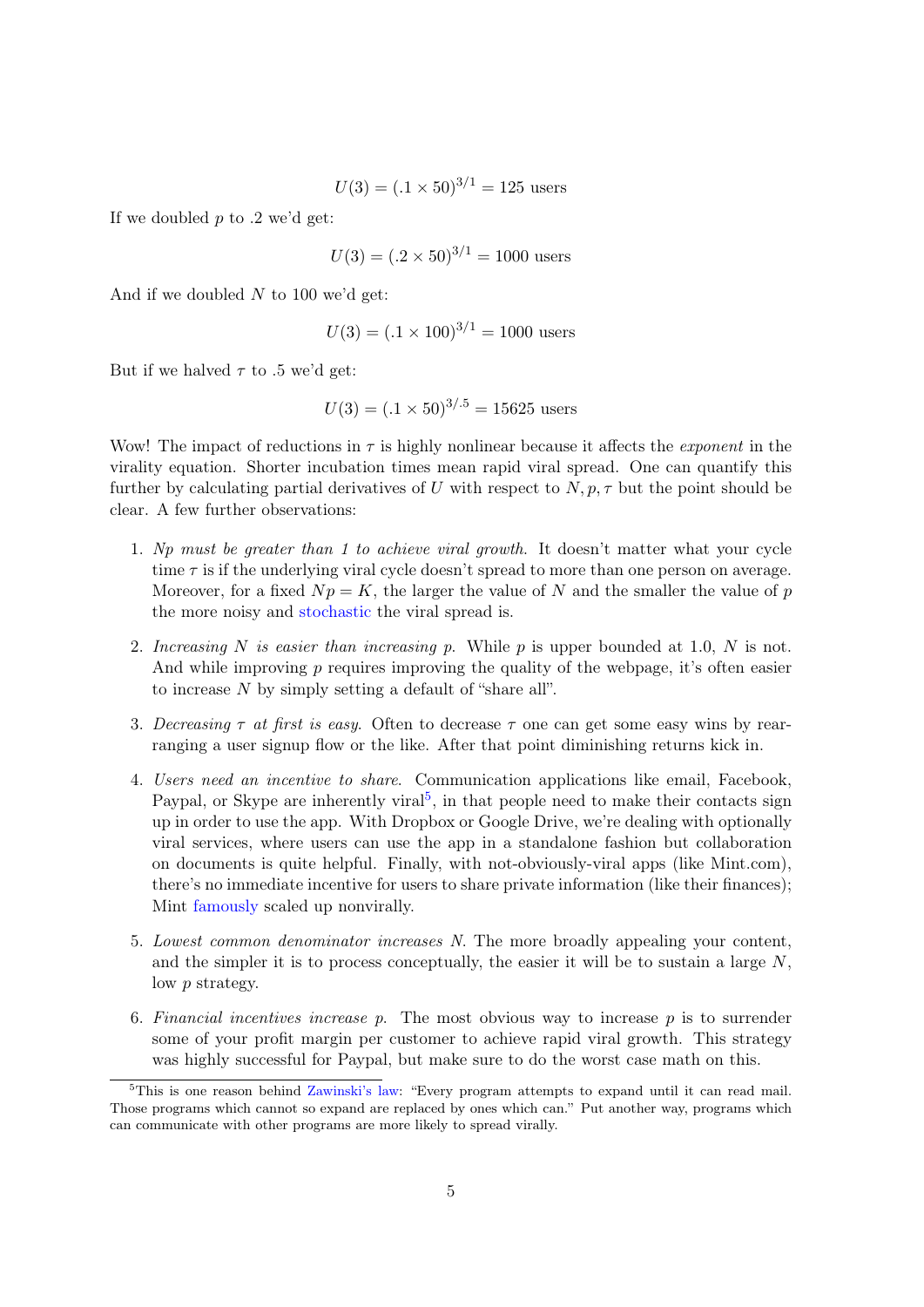$$U(3) = (.1 \times 50)^{3/1} = 125 \text{ users}$$

If we doubled $p$ to .2 we'd get:

$$U(3) = (.2 \times 50)^{3/1} = 1000 \text{ users}$$

And if we doubled $N$ to 100 we'd get:

$$U(3) = (.1 \times 100)^{3/1} = 1000 \text{ users}$$

But if we halved $\tau$ to .5 we'd get:

$$U(3) = (.1 \times 50)^{3/.5} = 15625 \text{ users}$$

Wow! The impact of reductions in $\tau$ is highly nonlinear because it affects the *exponent* in the virality equation. Shorter incubation times mean rapid viral spread. One can quantify this further by calculating partial derivatives of $U$ with respect to $N, p, \tau$ but the point should be clear. A few further observations:

1. *$Np$ must be greater than 1 to achieve viral growth.* It doesn't matter what your cycle time $\tau$ is if the underlying viral cycle doesn't spread to more than one person on average. Moreover, for a fixed $Np = K$, the larger the value of $N$ and the smaller the value of $p$ the more noisy and stochastic the viral spread is.

2. *Increasing $N$ is easier than increasing $p$.* While $p$ is upper bounded at 1.0, $N$ is not. And while improving $p$ requires improving the quality of the webpage, it's often easier to increase $N$ by simply setting a default of "share all".

3. *Decreasing $\tau$ at first is easy.* Often to decrease $\tau$ one can get some easy wins by rearranging a user signup flow or the like. After that point diminishing returns kick in.

4. *Users need an incentive to share.* Communication applications like email, Facebook, Paypal, or Skype are inherently viral[5], in that people need to make their contacts sign up in order to use the app. With Dropbox or Google Drive, we're dealing with optionally viral services, where users can use the app in a standalone fashion but collaboration on documents is quite helpful. Finally, with not-obviously-viral apps (like Mint.com), there's no immediate incentive for users to share private information (like their finances); Mint famously scaled up nonvirally.

5. *Lowest common denominator increases $N$.* The more broadly appealing your content, and the simpler it is to process conceptually, the easier it will be to sustain a large $N$, low $p$ strategy.

6. *Financial incentives increase $p$.* The most obvious way to increase $p$ is to surrender some of your profit margin per customer to achieve rapid viral growth. This strategy was highly successful for Paypal, but make sure to do the worst case math on this.

[5] This is one reason behind Zawinski's law: "Every program attempts to expand until it can read mail. Those programs which cannot so expand are replaced by ones which can." Put another way, programs which can communicate with other programs are more likely to spread virally.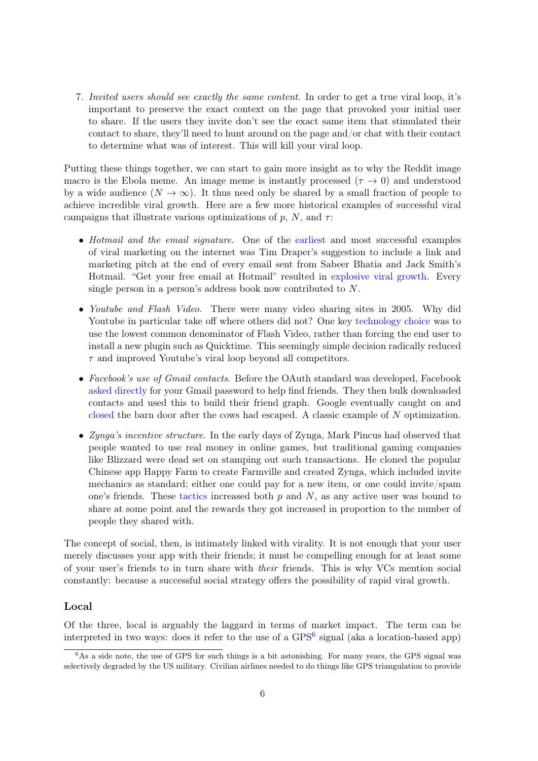7. *Invited users should see exactly the same content.* In order to get a true viral loop, it's important to preserve the exact context on the page that provoked your initial user to share. If the users they invite don't see the exact same item that stimulated their contact to share, they'll need to hunt around on the page and/or chat with their contact to determine what was of interest. This will kill your viral loop.

Putting these things together, we can start to gain more insight as to why the Reddit image macro is the Ebola meme. An image meme is instantly processed ($\tau \to 0$) and understood by a wide audience ($N \to \infty$). It thus need only be shared by a small fraction of people to achieve incredible viral growth. Here are a few more historical examples of successful viral campaigns that illustrate various optimizations of $p$, $N$, and $\tau$:

- *Hotmail and the email signature.* One of the earliest and most successful examples of viral marketing on the internet was Tim Draper's suggestion to include a link and marketing pitch at the end of every email sent from Sabeer Bhatia and Jack Smith's Hotmail. "Get your free email at Hotmail" resulted in explosive viral growth. Every single person in a person's address book now contributed to $N$.

- *Youtube and Flash Video.* There were many video sharing sites in 2005. Why did Youtube in particular take off where others did not? One key technology choice was to use the lowest common denominator of Flash Video, rather than forcing the end user to install a new plugin such as Quicktime. This seemingly simple decision radically reduced $\tau$ and improved Youtube's viral loop beyond all competitors.

- *Facebook's use of Gmail contacts.* Before the OAuth standard was developed, Facebook asked directly for your Gmail password to help find friends. They then bulk downloaded contacts and used this to build their friend graph. Google eventually caught on and closed the barn door after the cows had escaped. A classic example of $N$ optimization.

- *Zynga's incentive structure.* In the early days of Zynga, Mark Pincus had observed that people wanted to use real money in online games, but traditional gaming companies like Blizzard were dead set on stamping out such transactions. He cloned the popular Chinese app Happy Farm to create Farmville and created Zynga, which included invite mechanics as standard; either one could pay for a new item, or one could invite/spam one's friends. These tactics increased both $p$ and $N$, as any active user was bound to share at some point and the rewards they got increased in proportion to the number of people they shared with.

The concept of social, then, is intimately linked with virality. It is not enough that your user merely discusses your app with their friends; it must be compelling enough for at least some of your user's friends to in turn share with *their* friends. This is why VCs mention social constantly: because a successful social strategy offers the possibility of rapid viral growth.

## Local

Of the three, local is arguably the laggard in terms of market impact. The term can be interpreted in two ways: does it refer to the use of a GPS[6] signal (aka a location-based app)

[6] As a side note, the use of GPS for such things is a bit astonishing. For many years, the GPS signal was selectively degraded by the US military. Civilian airlines needed to do things like GPS triangulation to provide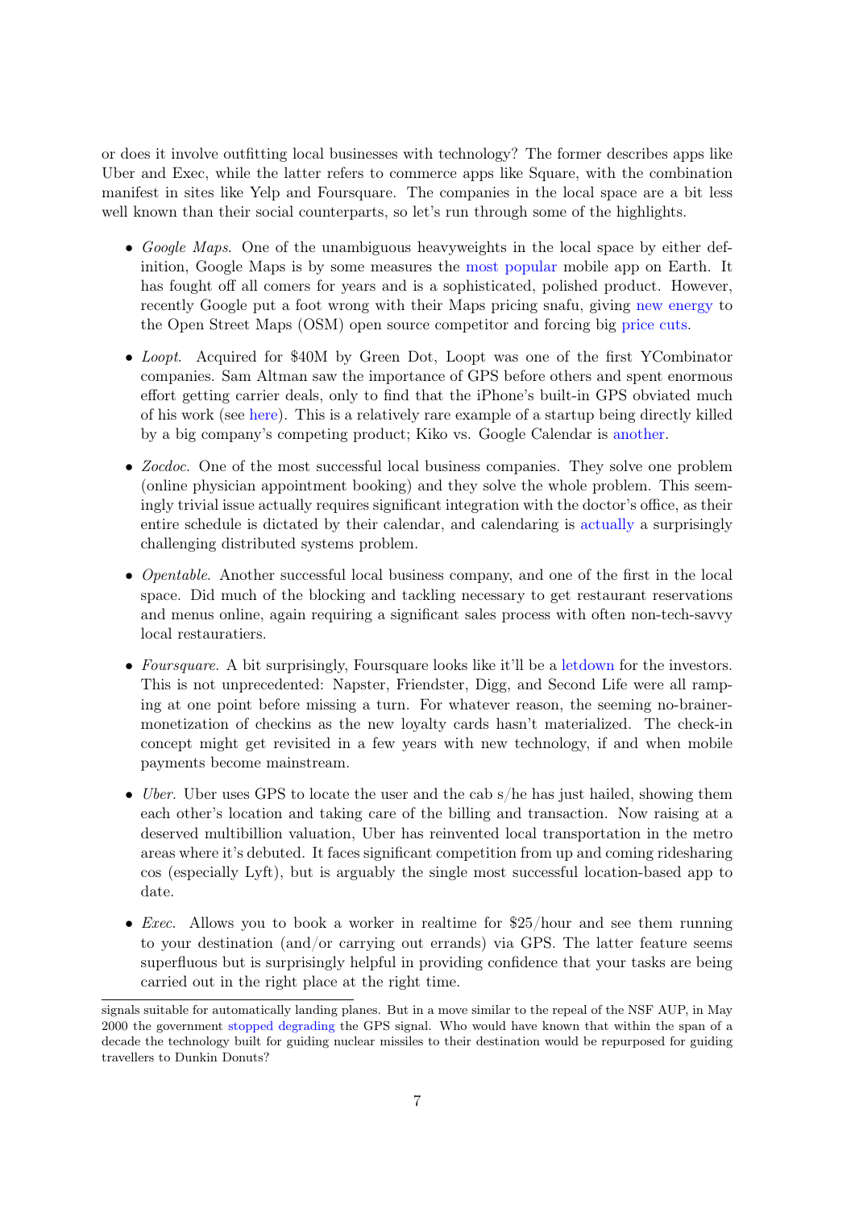or does it involve outfitting local businesses with technology? The former describes apps like Uber and Exec, while the latter refers to commerce apps like Square, with the combination manifest in sites like Yelp and Foursquare. The companies in the local space are a bit less well known than their social counterparts, so let's run through some of the highlights.

- *Google Maps*. One of the unambiguous heavyweights in the local space by either definition, Google Maps is by some measures the most popular mobile app on Earth. It has fought off all comers for years and is a sophisticated, polished product. However, recently Google put a foot wrong with their Maps pricing snafu, giving new energy to the Open Street Maps (OSM) open source competitor and forcing big price cuts.
- *Loopt*. Acquired for $40M by Green Dot, Loopt was one of the first YCombinator companies. Sam Altman saw the importance of GPS before others and spent enormous effort getting carrier deals, only to find that the iPhone's built-in GPS obviated much of his work (see here). This is a relatively rare example of a startup being directly killed by a big company's competing product; Kiko vs. Google Calendar is another.
- *Zocdoc*. One of the most successful local business companies. They solve one problem (online physician appointment booking) and they solve the whole problem. This seemingly trivial issue actually requires significant integration with the doctor's office, as their entire schedule is dictated by their calendar, and calendaring is actually a surprisingly challenging distributed systems problem.
- *Opentable*. Another successful local business company, and one of the first in the local space. Did much of the blocking and tackling necessary to get restaurant reservations and menus online, again requiring a significant sales process with often non-tech-savvy local restauratiers.
- *Foursquare*. A bit surprisingly, Foursquare looks like it'll be a letdown for the investors. This is not unprecedented: Napster, Friendster, Digg, and Second Life were all ramping at one point before missing a turn. For whatever reason, the seeming no-brainer-monetization of checkins as the new loyalty cards hasn't materialized. The check-in concept might get revisited in a few years with new technology, if and when mobile payments become mainstream.
- *Uber*. Uber uses GPS to locate the user and the cab s/he has just hailed, showing them each other's location and taking care of the billing and transaction. Now raising at a deserved multibillion valuation, Uber has reinvented local transportation in the metro areas where it's debuted. It faces significant competition from up and coming ridesharing cos (especially Lyft), but is arguably the single most successful location-based app to date.
- *Exec*. Allows you to book a worker in realtime for $25/hour and see them running to your destination (and/or carrying out errands) via GPS. The latter feature seems superfluous but is surprisingly helpful in providing confidence that your tasks are being carried out in the right place at the right time.

---

signals suitable for automatically landing planes. But in a move similar to the repeal of the NSF AUP, in May 2000 the government stopped degrading the GPS signal. Who would have known that within the span of a decade the technology built for guiding nuclear missiles to their destination would be repurposed for guiding travellers to Dunkin Donuts?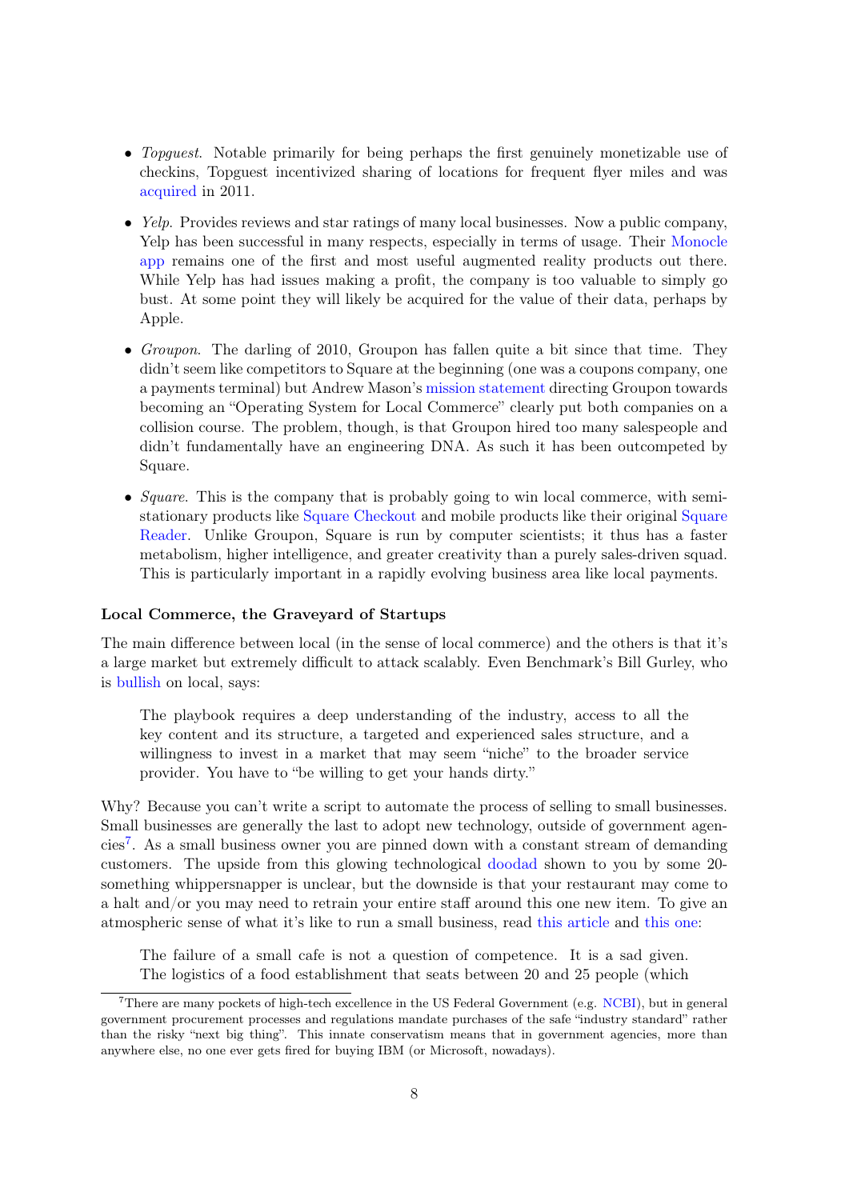- *Topguest*. Notable primarily for being perhaps the first genuinely monetizable use of checkins, Topguest incentivized sharing of locations for frequent flyer miles and was acquired in 2011.

- *Yelp*. Provides reviews and star ratings of many local businesses. Now a public company, Yelp has been successful in many respects, especially in terms of usage. Their Monocle app remains one of the first and most useful augmented reality products out there. While Yelp has had issues making a profit, the company is too valuable to simply go bust. At some point they will likely be acquired for the value of their data, perhaps by Apple.

- *Groupon*. The darling of 2010, Groupon has fallen quite a bit since that time. They didn't seem like competitors to Square at the beginning (one was a coupons company, one a payments terminal) but Andrew Mason's mission statement directing Groupon towards becoming an "Operating System for Local Commerce" clearly put both companies on a collision course. The problem, though, is that Groupon hired too many salespeople and didn't fundamentally have an engineering DNA. As such it has been outcompeted by Square.

- *Square*. This is the company that is probably going to win local commerce, with semi-stationary products like Square Checkout and mobile products like their original Square Reader. Unlike Groupon, Square is run by computer scientists; it thus has a faster metabolism, higher intelligence, and greater creativity than a purely sales-driven squad. This is particularly important in a rapidly evolving business area like local payments.

### Local Commerce, the Graveyard of Startups

The main difference between local (in the sense of local commerce) and the others is that it's a large market but extremely difficult to attack scalably. Even Benchmark's Bill Gurley, who is bullish on local, says:

> The playbook requires a deep understanding of the industry, access to all the key content and its structure, a targeted and experienced sales structure, and a willingness to invest in a market that may seem "niche" to the broader service provider. You have to "be willing to get your hands dirty."

Why? Because you can't write a script to automate the process of selling to small businesses. Small businesses are generally the last to adopt new technology, outside of government agencies[7]. As a small business owner you are pinned down with a constant stream of demanding customers. The upside from this glowing technological doodad shown to you by some 20-something whippersnapper is unclear, but the downside is that your restaurant may come to a halt and/or you may need to retrain your entire staff around this one new item. To give an atmospheric sense of what it's like to run a small business, read this article and this one:

> The failure of a small cafe is not a question of competence. It is a sad given. The logistics of a food establishment that seats between 20 and 25 people (which

[7] There are many pockets of high-tech excellence in the US Federal Government (e.g. NCBI), but in general government procurement processes and regulations mandate purchases of the safe "industry standard" rather than the risky "next big thing". This innate conservatism means that in government agencies, more than anywhere else, no one ever gets fired for buying IBM (or Microsoft, nowadays).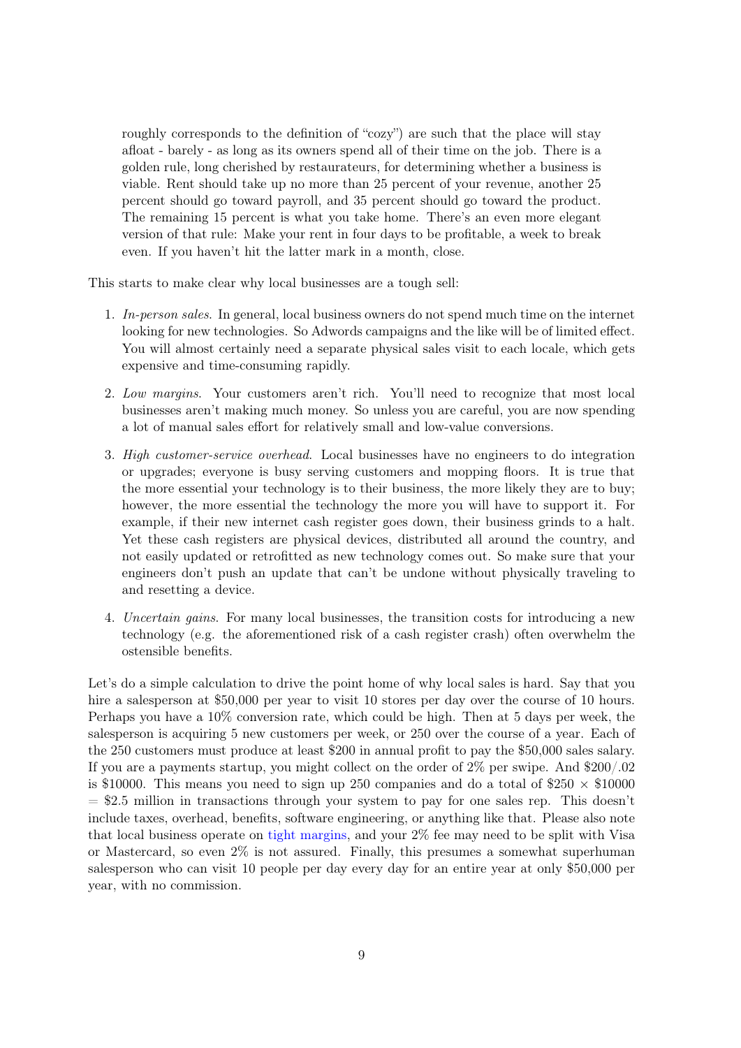> roughly corresponds to the definition of "cozy") are such that the place will stay afloat - barely - as long as its owners spend all of their time on the job. There is a golden rule, long cherished by restaurateurs, for determining whether a business is viable. Rent should take up no more than 25 percent of your revenue, another 25 percent should go toward payroll, and 35 percent should go toward the product. The remaining 15 percent is what you take home. There's an even more elegant version of that rule: Make your rent in four days to be profitable, a week to break even. If you haven't hit the latter mark in a month, close.

This starts to make clear why local businesses are a tough sell:

1. *In-person sales*. In general, local business owners do not spend much time on the internet looking for new technologies. So Adwords campaigns and the like will be of limited effect. You will almost certainly need a separate physical sales visit to each locale, which gets expensive and time-consuming rapidly.
2. *Low margins*. Your customers aren't rich. You'll need to recognize that most local businesses aren't making much money. So unless you are careful, you are now spending a lot of manual sales effort for relatively small and low-value conversions.
3. *High customer-service overhead*. Local businesses have no engineers to do integration or upgrades; everyone is busy serving customers and mopping floors. It is true that the more essential your technology is to their business, the more likely they are to buy; however, the more essential the technology the more you will have to support it. For example, if their new internet cash register goes down, their business grinds to a halt. Yet these cash registers are physical devices, distributed all around the country, and not easily updated or retrofitted as new technology comes out. So make sure that your engineers don't push an update that can't be undone without physically traveling to and resetting a device.
4. *Uncertain gains*. For many local businesses, the transition costs for introducing a new technology (e.g. the aforementioned risk of a cash register crash) often overwhelm the ostensible benefits.

Let's do a simple calculation to drive the point home of why local sales is hard. Say that you hire a salesperson at $50,000 per year to visit 10 stores per day over the course of 10 hours. Perhaps you have a 10% conversion rate, which could be high. Then at 5 days per week, the salesperson is acquiring 5 new customers per week, or 250 over the course of a year. Each of the 250 customers must produce at least $200 in annual profit to pay the $50,000 sales salary. If you are a payments startup, you might collect on the order of 2% per swipe. And $200/.02 is $10000. This means you need to sign up 250 companies and do a total of $250 × $10000 = $2.5 million in transactions through your system to pay for one sales rep. This doesn't include taxes, overhead, benefits, software engineering, or anything like that. Please also note that local business operate on tight margins, and your 2% fee may need to be split with Visa or Mastercard, so even 2% is not assured. Finally, this presumes a somewhat superhuman salesperson who can visit 10 people per day every day for an entire year at only $50,000 per year, with no commission.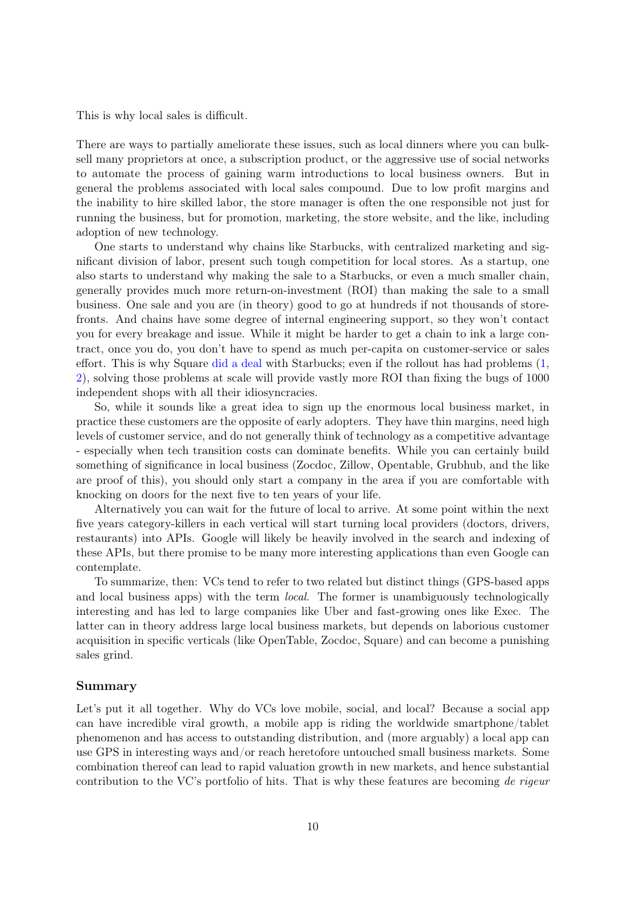This is why local sales is difficult.

There are ways to partially ameliorate these issues, such as local dinners where you can bulk-sell many proprietors at once, a subscription product, or the aggressive use of social networks to automate the process of gaining warm introductions to local business owners. But in general the problems associated with local sales compound. Due to low profit margins and the inability to hire skilled labor, the store manager is often the one responsible not just for running the business, but for promotion, marketing, the store website, and the like, including adoption of new technology.

One starts to understand why chains like Starbucks, with centralized marketing and significant division of labor, present such tough competition for local stores. As a startup, one also starts to understand why making the sale to a Starbucks, or even a much smaller chain, generally provides much more return-on-investment (ROI) than making the sale to a small business. One sale and you are (in theory) good to go at hundreds if not thousands of storefronts. And chains have some degree of internal engineering support, so they won't contact you for every breakage and issue. While it might be harder to get a chain to ink a large contract, once you do, you don't have to spend as much per-capita on customer-service or sales effort. This is why Square did a deal with Starbucks; even if the rollout has had problems (1, 2), solving those problems at scale will provide vastly more ROI than fixing the bugs of 1000 independent shops with all their idiosyncracies.

So, while it sounds like a great idea to sign up the enormous local business market, in practice these customers are the opposite of early adopters. They have thin margins, need high levels of customer service, and do not generally think of technology as a competitive advantage - especially when tech transition costs can dominate benefits. While you can certainly build something of significance in local business (Zocdoc, Zillow, Opentable, Grubhub, and the like are proof of this), you should only start a company in the area if you are comfortable with knocking on doors for the next five to ten years of your life.

Alternatively you can wait for the future of local to arrive. At some point within the next five years category-killers in each vertical will start turning local providers (doctors, drivers, restaurants) into APIs. Google will likely be heavily involved in the search and indexing of these APIs, but there promise to be many more interesting applications than even Google can contemplate.

To summarize, then: VCs tend to refer to two related but distinct things (GPS-based apps and local business apps) with the term *local*. The former is unambiguously technologically interesting and has led to large companies like Uber and fast-growing ones like Exec. The latter can in theory address large local business markets, but depends on laborious customer acquisition in specific verticals (like OpenTable, Zocdoc, Square) and can become a punishing sales grind.

### Summary

Let's put it all together. Why do VCs love mobile, social, and local? Because a social app can have incredible viral growth, a mobile app is riding the worldwide smartphone/tablet phenomenon and has access to outstanding distribution, and (more arguably) a local app can use GPS in interesting ways and/or reach heretofore untouched small business markets. Some combination thereof can lead to rapid valuation growth in new markets, and hence substantial contribution to the VC's portfolio of hits. That is why these features are becoming *de rigeur*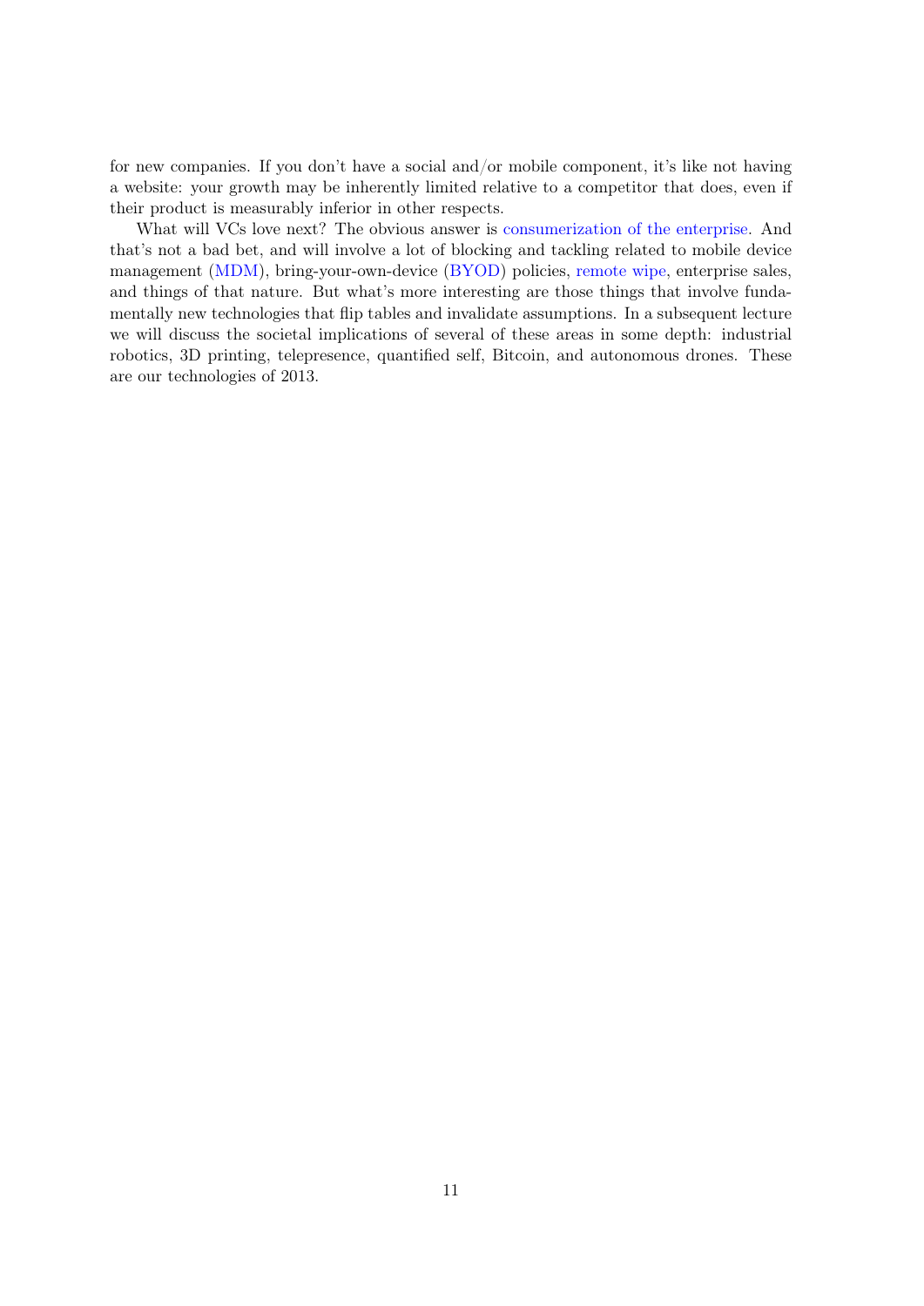for new companies. If you don't have a social and/or mobile component, it's like not having a website: your growth may be inherently limited relative to a competitor that does, even if their product is measurably inferior in other respects.

What will VCs love next? The obvious answer is consumerization of the enterprise. And that's not a bad bet, and will involve a lot of blocking and tackling related to mobile device management (MDM), bring-your-own-device (BYOD) policies, remote wipe, enterprise sales, and things of that nature. But what's more interesting are those things that involve fundamentally new technologies that flip tables and invalidate assumptions. In a subsequent lecture we will discuss the societal implications of several of these areas in some depth: industrial robotics, 3D printing, telepresence, quantified self, Bitcoin, and autonomous drones. These are our technologies of 2013.